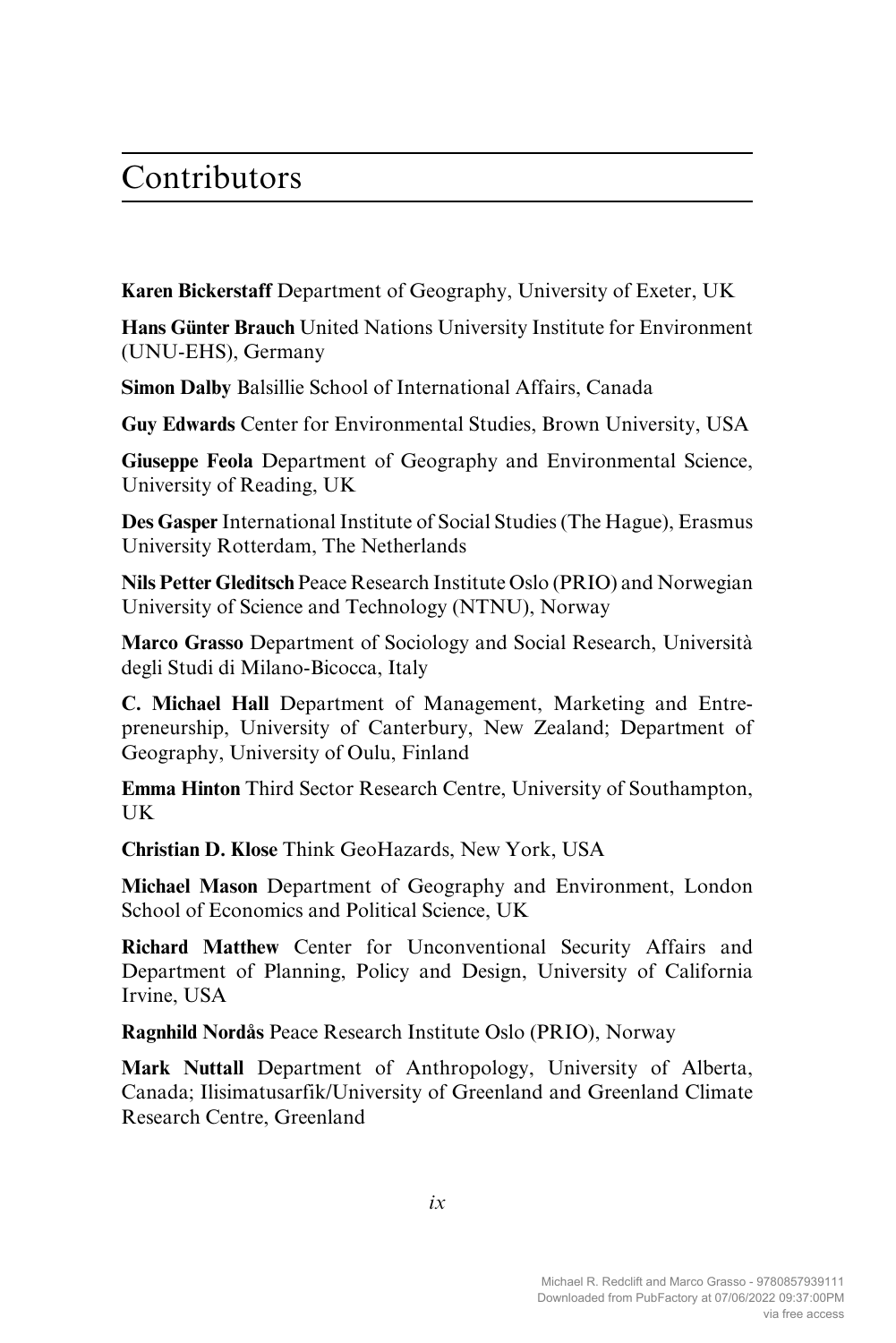# Contributors

**Karen Bickerstaff** Department of Geography, University of Exeter, UK

**Hans Günter Brauch** United Nations University Institute for Environment (UNU-EHS), Germany

**Simon Dalby** Balsillie School of International Affairs, Canada

**Guy Edwards** Center for Environmental Studies, Brown University, USA

**Giuseppe Feola** Department of Geography and Environmental Science, University of Reading, UK

**Des Gasper** International Institute of Social Studies (The Hague), Erasmus University Rotterdam, The Netherlands

**Nils Petter Gleditsch** Peace Research Institute Oslo (PRIO) and Norwegian University of Science and Technology (NTNU), Norway

**Marco Grasso** Department of Sociology and Social Research, Università degli Studi di Milano-Bicocca, Italy

**C. Michael Hall** Department of Management, Marketing and Entrepreneurship, University of Canterbury, New Zealand; Department of Geography, University of Oulu, Finland

**Emma Hinton** Third Sector Research Centre, University of Southampton, UK

**Christian D. Klose** Think GeoHazards, New York, USA

**Michael Mason** Department of Geography and Environment, London School of Economics and Political Science, UK

**Richard Matthew** Center for Unconventional Security Affairs and Department of Planning, Policy and Design, University of California Irvine, USA

**Ragnhild Nordås** Peace Research Institute Oslo (PRIO), Norway

**Mark Nuttall** Department of Anthropology, University of Alberta, Canada; Ilisimatusarfik/University of Greenland and Greenland Climate Research Centre, Greenland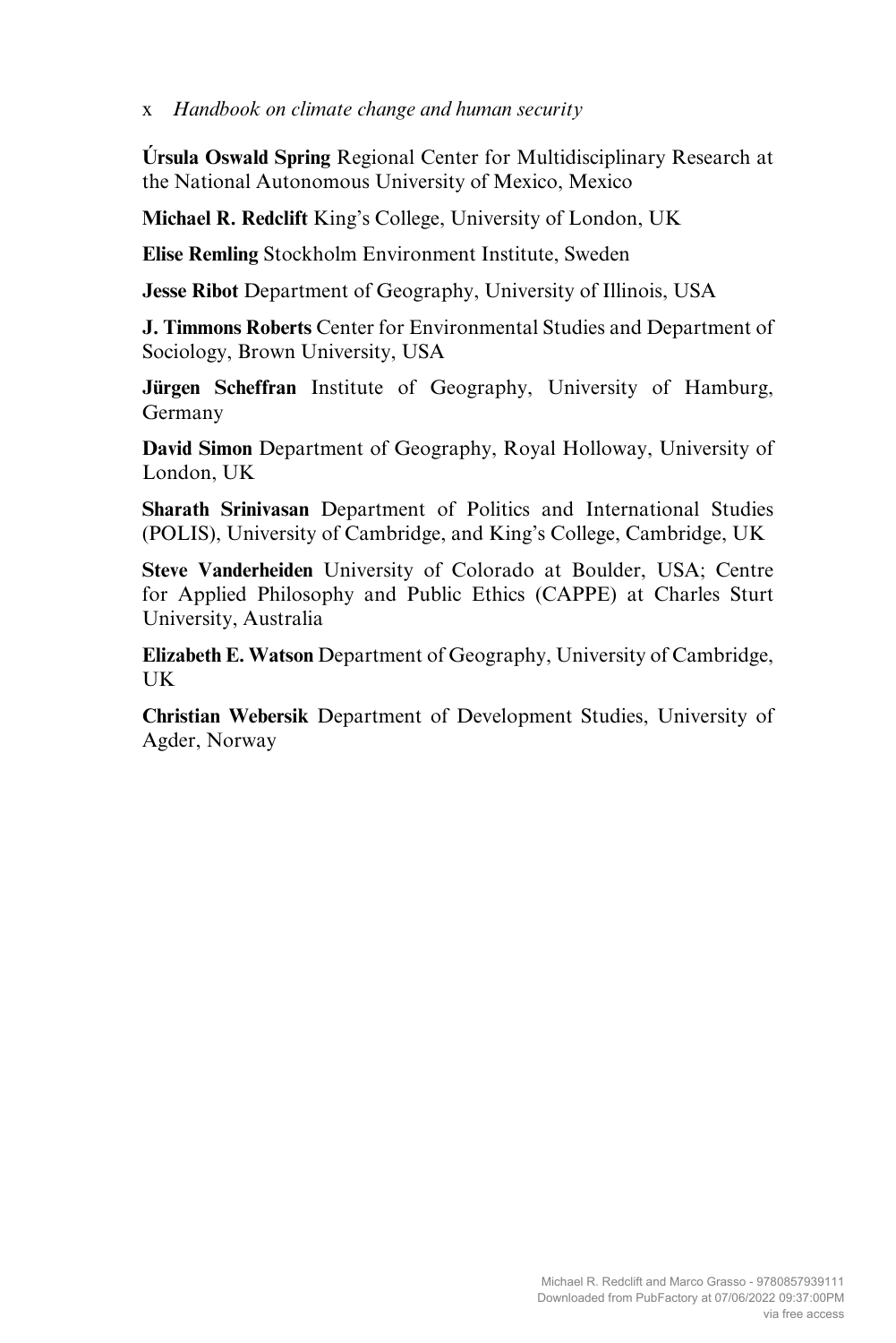**Úrsula Oswald Spring** Regional Center for Multidisciplinary Research at the National Autonomous University of Mexico, Mexico

**Michael R. Redclift** King's College, University of London, UK

**Elise Remling** Stockholm Environment Institute, Sweden

**Jesse Ribot** Department of Geography, University of Illinois, USA

**J. Timmons Roberts** Center for Environmental Studies and Department of Sociology, Brown University, USA

**Jürgen Scheffran** Institute of Geography, University of Hamburg, Germany

**David Simon** Department of Geography, Royal Holloway, University of London, UK

**Sharath Srinivasan** Department of Politics and International Studies (POLIS), University of Cambridge, and King's College, Cambridge, UK

**Steve Vanderheiden** University of Colorado at Boulder, USA; Centre for Applied Philosophy and Public Ethics (CAPPE) at Charles Sturt University, Australia

**Elizabeth E. Watson** Department of Geography, University of Cambridge, UK

**Christian Webersik** Department of Development Studies, University of Agder, Norway